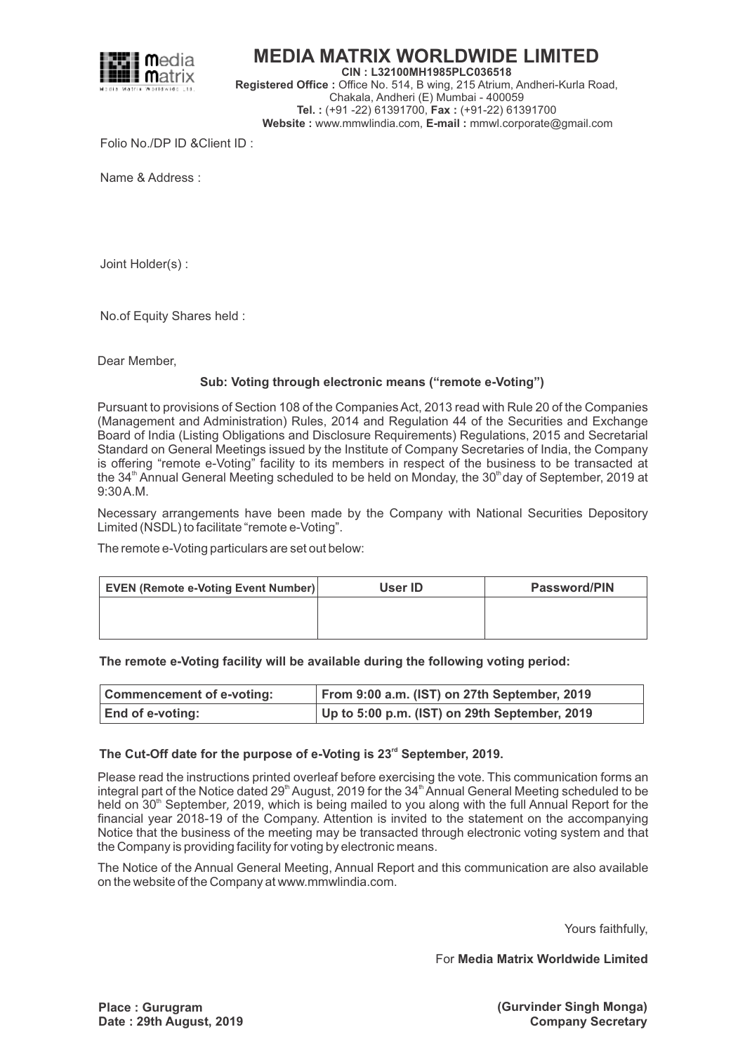# MEDIA MATRIX WORLDWIDE LIMITED

**CIN : L32100MH1985PLC036518**
**Registered Office :** Office No. 514, B wing, 215 Atrium, Andheri-Kurla Road, Chakala, Andheri (E) Mumbai - 400059
**Tel. :** (+91 -22) 61391700, **Fax :** (+91-22) 61391700
**Website :** www.mmwlindia.com, **E-mail :** mmwl.corporate@gmail.com

Folio No./DP ID &Client ID :

Name & Address :

Joint Holder(s) :

No.of Equity Shares held :

Dear Member,

**Sub: Voting through electronic means ("remote e-Voting")**

Pursuant to provisions of Section 108 of the Companies Act, 2013 read with Rule 20 of the Companies (Management and Administration) Rules, 2014 and Regulation 44 of the Securities and Exchange Board of India (Listing Obligations and Disclosure Requirements) Regulations, 2015 and Secretarial Standard on General Meetings issued by the Institute of Company Secretaries of India, the Company is offering "remote e-Voting" facility to its members in respect of the business to be transacted at the 34th Annual General Meeting scheduled to be held on Monday, the 30th day of September, 2019 at 9:30 A.M.

Necessary arrangements have been made by the Company with National Securities Depository Limited (NSDL) to facilitate "remote e-Voting".

The remote e-Voting particulars are set out below:

| EVEN (Remote e-Voting Event Number) | User ID | Password/PIN |
|---|---|---|
| | | |

**The remote e-Voting facility will be available during the following voting period:**

| | |
|---|---|
| **Commencement of e-voting:** | **From 9:00 a.m. (IST) on 27th September, 2019** |
| **End of e-voting:** | **Up to 5:00 p.m. (IST) on 29th September, 2019** |

**The Cut-Off date for the purpose of e-Voting is 23rd September, 2019.**

Please read the instructions printed overleaf before exercising the vote. This communication forms an integral part of the Notice dated 29th August, 2019 for the 34th Annual General Meeting scheduled to be held on 30th September, 2019, which is being mailed to you along with the full Annual Report for the financial year 2018-19 of the Company. Attention is invited to the statement on the accompanying Notice that the business of the meeting may be transacted through electronic voting system and that the Company is providing facility for voting by electronic means.

The Notice of the Annual General Meeting, Annual Report and this communication are also available on the website of the Company at www.mmwlindia.com.

Yours faithfully,

For **Media Matrix Worldwide Limited**

**Place : Gurugram**
**Date : 29th August, 2019**

**(Gurvinder Singh Monga)**
**Company Secretary**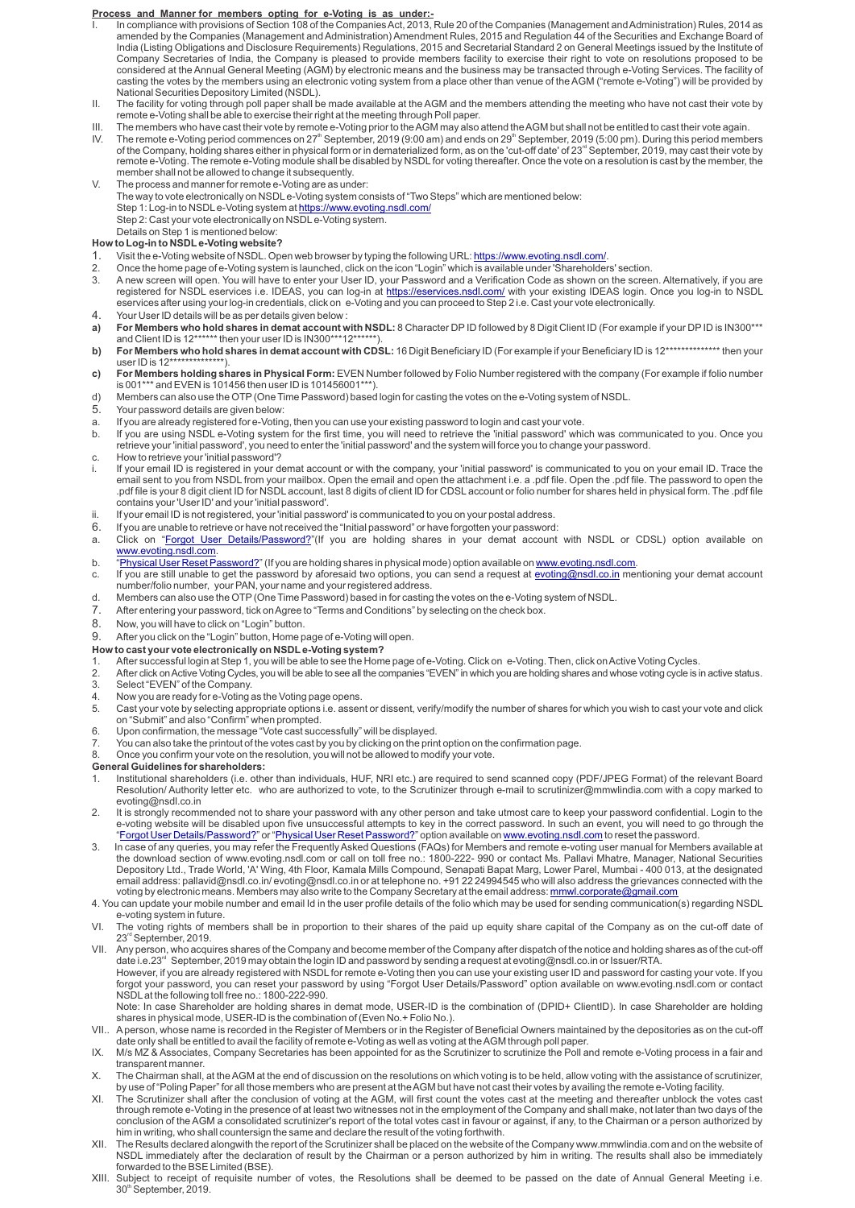**Process and Manner for members opting for e-Voting is as under:-**

I. In compliance with provisions of Section 108 of the Companies Act, 2013, Rule 20 of the Companies (Management and Administration) Rules, 2014 as amended by the Companies (Management and Administration) Amendment Rules, 2015 and Regulation 44 of the Securities and Exchange Board of India (Listing Obligations and Disclosure Requirements) Regulations, 2015 and Secretarial Standard 2 on General Meetings issued by the Institute of Company Secretaries of India, the Company is pleased to provide members facility to exercise their right to vote on resolutions proposed to be considered at the Annual General Meeting (AGM) by electronic means and the business may be transacted through e-Voting Services. The facility of casting the votes by the members using an electronic voting system from a place other than venue of the AGM ("remote e-Voting") will be provided by National Securities Depository Limited (NSDL).

II. The facility for voting through poll paper shall be made available at the AGM and the members attending the meeting who have not cast their vote by remote e-Voting shall be able to exercise their right at the meeting through Poll paper.

III. The members who have cast their vote by remote e-Voting prior to the AGM may also attend the AGM but shall not be entitled to cast their vote again.

IV. The remote e-Voting period commences on 27th September, 2019 (9:00 am) and ends on 29th September, 2019 (5:00 pm). During this period members of the Company, holding shares either in physical form or in dematerialized form, as on the 'cut-off date' of 23rd September, 2019, may cast their vote by remote e-Voting. The remote e-Voting module shall be disabled by NSDL for voting thereafter. Once the vote on a resolution is cast by the member, the member shall not be allowed to change it subsequently.

V. The process and manner for remote e-Voting are as under:
The way to vote electronically on NSDL e-Voting system consists of "Two Steps" which are mentioned below:
Step 1: Log-in to NSDL e-Voting system at https://www.evoting.nsdl.com/
Step 2: Cast your vote electronically on NSDL e-Voting system.
Details on Step 1 is mentioned below:

**How to Log-in to NSDL e-Voting website?**

1. Visit the e-Voting website of NSDL. Open web browser by typing the following URL: https://www.evoting.nsdl.com/.
2. Once the home page of e-Voting system is launched, click on the icon "Login" which is available under 'Shareholders' section.
3. A new screen will open. You will have to enter your User ID, your Password and a Verification Code as shown on the screen. Alternatively, if you are registered for NSDL eservices i.e. IDEAS, you can log-in at https://eservices.nsdl.com/ with your existing IDEAS login. Once you log-in to NSDL eservices after using your log-in credentials, click on e-Voting and you can proceed to Step 2 i.e. Cast your vote electronically.
4. Your User ID details will be as per details given below :

**a) For Members who hold shares in demat account with NSDL:** 8 Character DP ID followed by 8 Digit Client ID (For example if your DP ID is IN300*** and Client ID is 12****** then your user ID is IN300***12******).

**b) For Members who hold shares in demat account with CDSL:** 16 Digit Beneficiary ID (For example if your Beneficiary ID is 12************** then your user ID is 12**************).

**c) For Members holding shares in Physical Form:** EVEN Number followed by Folio Number registered with the company (For example if folio number is 001*** and EVEN is 101456 then user ID is 101456001***).

d) Members can also use the OTP (One Time Password) based login for casting the votes on the e-Voting system of NSDL.

5. Your password details are given below:

a. If you are already registered for e-Voting, then you can use your existing password to login and cast your vote.

b. If you are using NSDL e-Voting system for the first time, you will need to retrieve the 'initial password' which was communicated to you. Once you retrieve your 'initial password', you need to enter the 'initial password' and the system will force you to change your password.

c. How to retrieve your 'initial password'?

i. If your email ID is registered in your demat account or with the company, your 'initial password' is communicated to you on your email ID. Trace the email sent to you from NSDL from your mailbox. Open the email and open the attachment i.e. a .pdf file. Open the .pdf file. The password to open the .pdf file is your 8 digit client ID for NSDL account, last 8 digits of client ID for CDSL account or folio number for shares held in physical form. The .pdf file contains your 'User ID' and your 'initial password'.

ii. If your email ID is not registered, your 'initial password' is communicated to you on your postal address.

6. If you are unable to retrieve or have not received the "Initial password" or have forgotten your password:

a. Click on "Forgot User Details/Password?"(If you are holding shares in your demat account with NSDL or CDSL) option available on www.evoting.nsdl.com.

b. "Physical User Reset Password?" (If you are holding shares in physical mode) option available on www.evoting.nsdl.com.

c. If you are still unable to get the password by aforesaid two options, you can send a request at evoting@nsdl.co.in mentioning your demat account number/folio number, your PAN, your name and your registered address.

d. Members can also use the OTP (One Time Password) based in for casting the votes on the e-Voting system of NSDL.

7. After entering your password, tick on Agree to "Terms and Conditions" by selecting on the check box.
8. Now, you will have to click on "Login" button.
9. After you click on the "Login" button, Home page of e-Voting will open.

**How to cast your vote electronically on NSDL e-Voting system?**

1. After successful login at Step 1, you will be able to see the Home page of e-Voting. Click on e-Voting. Then, click on Active Voting Cycles.
2. After click on Active Voting Cycles, you will be able to see all the companies "EVEN" in which you are holding shares and whose voting cycle is in active status.
3. Select "EVEN" of the Company.
4. Now you are ready for e-Voting as the Voting page opens.
5. Cast your vote by selecting appropriate options i.e. assent or dissent, verify/modify the number of shares for which you wish to cast your vote and click on "Submit" and also "Confirm" when prompted.
6. Upon confirmation, the message "Vote cast successfully" will be displayed.
7. You can also take the printout of the votes cast by you by clicking on the print option on the confirmation page.
8. Once you confirm your vote on the resolution, you will not be allowed to modify your vote.

**General Guidelines for shareholders:**

1. Institutional shareholders (i.e. other than individuals, HUF, NRI etc.) are required to send scanned copy (PDF/JPEG Format) of the relevant Board Resolution/ Authority letter etc. who are authorized to vote, to the Scrutinizer through e-mail to scrutinizer@mmwlindia.com with a copy marked to evoting@nsdl.co.in
2. It is strongly recommended not to share your password with any other person and take utmost care to keep your password confidential. Login to the e-voting website will be disabled upon five unsuccessful attempts to key in the correct password. In such an event, you will need to go through the "Forgot User Details/Password?" or "Physical User Reset Password?" option available on www.evoting.nsdl.com to reset the password.
3. In case of any queries, you may refer the Frequently Asked Questions (FAQs) for Members and remote e-voting user manual for Members available at the download section of www.evoting.nsdl.com or call on toll free no.: 1800-222- 990 or contact Ms. Pallavi Mhatre, Manager, National Securities Depository Ltd., Trade World, 'A' Wing, 4th Floor, Kamala Mills Compound, Senapati Bapat Marg, Lower Parel, Mumbai - 400 013, at the designated email address: pallavid@nsdl.co.in/ evoting@nsdl.co.in or at telephone no. +91 22 24994545 who will also address the grievances connected with the voting by electronic means. Members may also write to the Company Secretary at the email address: mmwl.corporate@gmail.com
4. You can update your mobile number and email Id in the user profile details of the folio which may be used for sending communication(s) regarding NSDL e-voting system in future.

VI. The voting rights of members shall be in proportion to their shares of the paid up equity share capital of the Company as on the cut-off date of 23rd September, 2019.

VII. Any person, who acquires shares of the Company and become member of the Company after dispatch of the notice and holding shares as of the cut-off date i.e.23rd September, 2019 may obtain the login ID and password by sending a request at evoting@nsdl.co.in or Issuer/RTA.
However, if you are already registered with NSDL for remote e-Voting then you can use your existing user ID and password for casting your vote. If you forgot your password, you can reset your password by using "Forgot User Details/Password" option available on www.evoting.nsdl.com or contact NSDL at the following toll free no.: 1800-222-990.
Note: In case Shareholder are holding shares in demat mode, USER-ID is the combination of (DPID+ ClientID). In case Shareholder are holding shares in physical mode, USER-ID is the combination of (Even No.+ Folio No.).

VII.. A person, whose name is recorded in the Register of Members or in the Register of Beneficial Owners maintained by the depositories as on the cut-off date only shall be entitled to avail the facility of remote e-Voting as well as voting at the AGM through poll paper.

IX. M/s MZ & Associates, Company Secretaries has been appointed for as the Scrutinizer to scrutinize the Poll and remote e-Voting process in a fair and transparent manner.

X. The Chairman shall, at the AGM at the end of discussion on the resolutions on which voting is to be held, allow voting with the assistance of scrutinizer, by use of "Poling Paper" for all those members who are present at the AGM but have not cast their votes by availing the remote e-Voting facility.

XI. The Scrutinizer shall after the conclusion of voting at the AGM, will first count the votes cast at the meeting and thereafter unblock the votes cast through remote e-Voting in the presence of at least two witnesses not in the employment of the Company and shall make, not later than two days of the conclusion of the AGM a consolidated scrutinizer's report of the total votes cast in favour or against, if any, to the Chairman or a person authorized by him in writing, who shall countersign the same and declare the result of the voting forthwith.

XII. The Results declared alongwith the report of the Scrutinizer shall be placed on the website of the Company www.mmwlindia.com and on the website of NSDL immediately after the declaration of result by the Chairman or a person authorized by him in writing. The results shall also be immediately forwarded to the BSE Limited (BSE).

XIII. Subject to receipt of requisite number of votes, the Resolutions shall be deemed to be passed on the date of Annual General Meeting i.e. 30th September, 2019.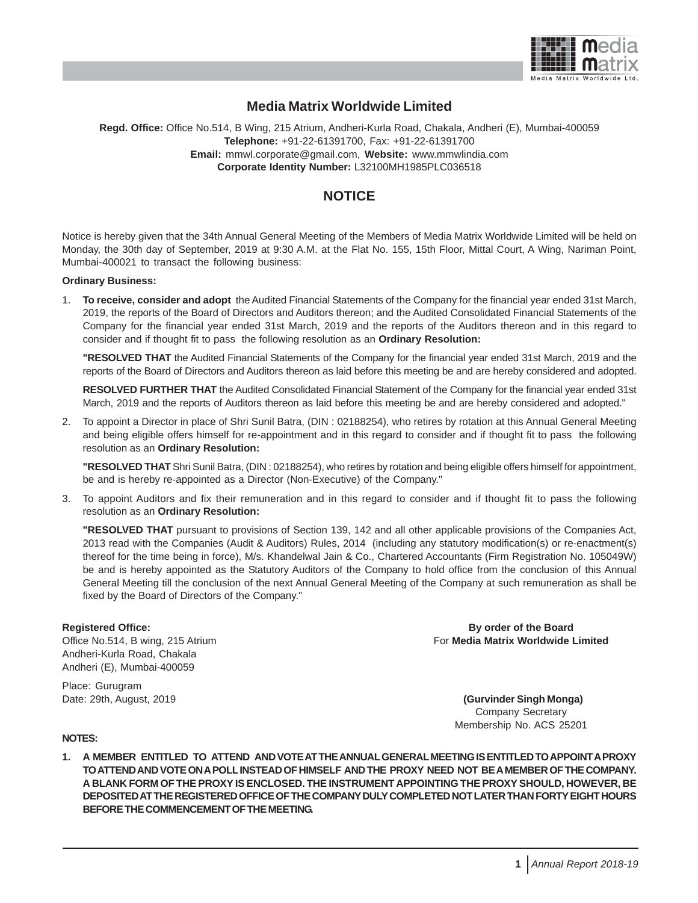# Media Matrix Worldwide Limited

**Regd. Office:** Office No.514, B Wing, 215 Atrium, Andheri-Kurla Road, Chakala, Andheri (E), Mumbai-400059
**Telephone:** +91-22-61391700, Fax: +91-22-61391700
**Email:** mmwl.corporate@gmail.com, **Website:** www.mmwlindia.com
**Corporate Identity Number:** L32100MH1985PLC036518

## NOTICE

Notice is hereby given that the 34th Annual General Meeting of the Members of Media Matrix Worldwide Limited will be held on Monday, the 30th day of September, 2019 at 9:30 A.M. at the Flat No. 155, 15th Floor, Mittal Court, A Wing, Nariman Point, Mumbai-400021 to transact the following business:

**Ordinary Business:**

1. **To receive, consider and adopt** the Audited Financial Statements of the Company for the financial year ended 31st March, 2019, the reports of the Board of Directors and Auditors thereon; and the Audited Consolidated Financial Statements of the Company for the financial year ended 31st March, 2019 and the reports of the Auditors thereon and in this regard to consider and if thought fit to pass the following resolution as an **Ordinary Resolution:**

   **"RESOLVED THAT** the Audited Financial Statements of the Company for the financial year ended 31st March, 2019 and the reports of the Board of Directors and Auditors thereon as laid before this meeting be and are hereby considered and adopted.

   **RESOLVED FURTHER THAT** the Audited Consolidated Financial Statement of the Company for the financial year ended 31st March, 2019 and the reports of Auditors thereon as laid before this meeting be and are hereby considered and adopted."

2. To appoint a Director in place of Shri Sunil Batra, (DIN : 02188254), who retires by rotation at this Annual General Meeting and being eligible offers himself for re-appointment and in this regard to consider and if thought fit to pass the following resolution as an **Ordinary Resolution:**

   **"RESOLVED THAT** Shri Sunil Batra, (DIN : 02188254), who retires by rotation and being eligible offers himself for appointment, be and is hereby re-appointed as a Director (Non-Executive) of the Company."

3. To appoint Auditors and fix their remuneration and in this regard to consider and if thought fit to pass the following resolution as an **Ordinary Resolution:**

   **"RESOLVED THAT** pursuant to provisions of Section 139, 142 and all other applicable provisions of the Companies Act, 2013 read with the Companies (Audit & Auditors) Rules, 2014 (including any statutory modification(s) or re-enactment(s) thereof for the time being in force), M/s. Khandelwal Jain & Co., Chartered Accountants (Firm Registration No. 105049W) be and is hereby appointed as the Statutory Auditors of the Company to hold office from the conclusion of this Annual General Meeting till the conclusion of the next Annual General Meeting of the Company at such remuneration as shall be fixed by the Board of Directors of the Company."

**Registered Office:**
Office No.514, B wing, 215 Atrium
Andheri-Kurla Road, Chakala
Andheri (E), Mumbai-400059

Place: Gurugram
Date: 29th, August, 2019

**By order of the Board**
For **Media Matrix Worldwide Limited**

**(Gurvinder Singh Monga)**
Company Secretary
Membership No. ACS 25201

**NOTES:**

1. **A MEMBER ENTITLED TO ATTEND AND VOTE AT THE ANNUAL GENERAL MEETING IS ENTITLED TO APPOINT A PROXY TO ATTEND AND VOTE ON A POLL INSTEAD OF HIMSELF AND THE PROXY NEED NOT BE A MEMBER OF THE COMPANY. A BLANK FORM OF THE PROXY IS ENCLOSED. THE INSTRUMENT APPOINTING THE PROXY SHOULD, HOWEVER, BE DEPOSITED AT THE REGISTERED OFFICE OF THE COMPANY DULY COMPLETED NOT LATER THAN FORTY EIGHT HOURS BEFORE THE COMMENCEMENT OF THE MEETING.**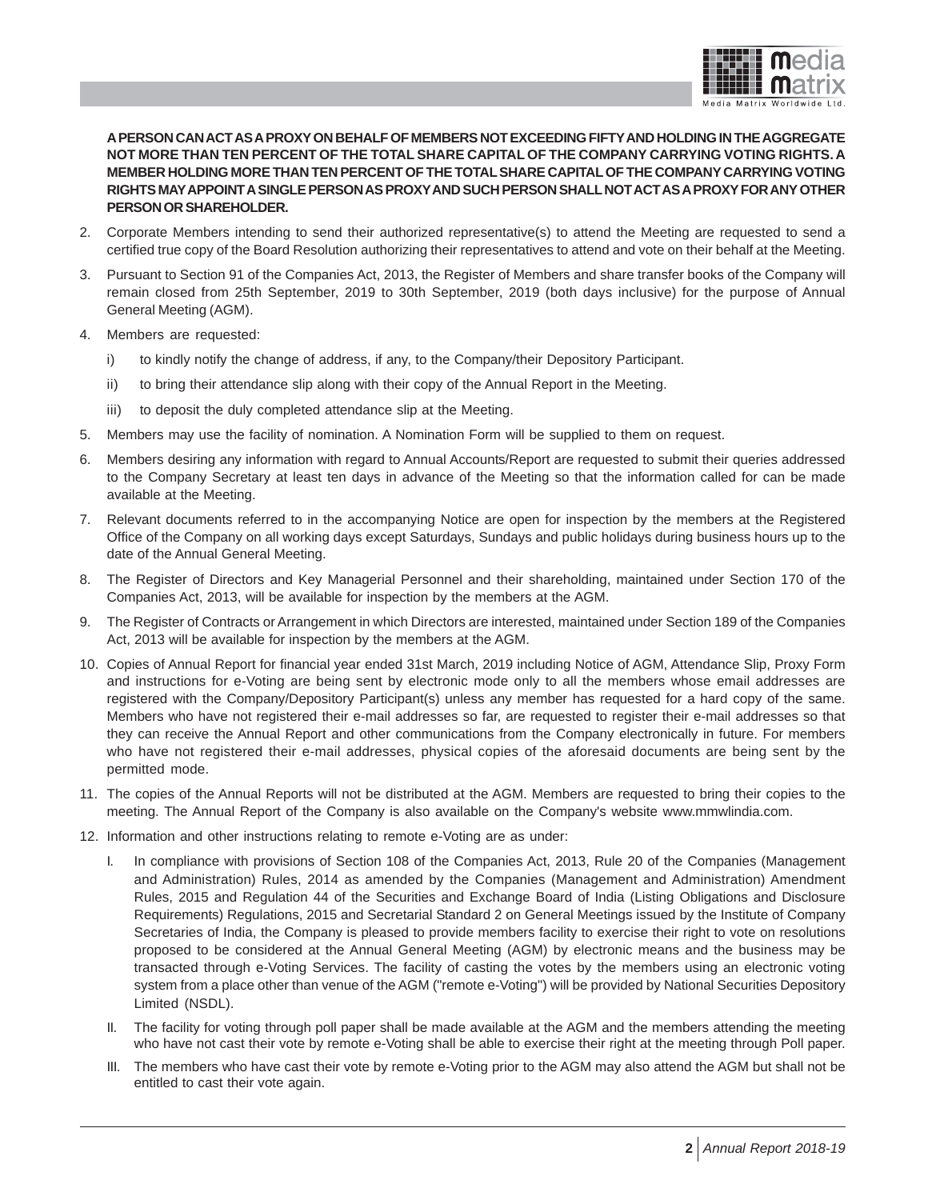**A PERSON CAN ACT AS A PROXY ON BEHALF OF MEMBERS NOT EXCEEDING FIFTY AND HOLDING IN THE AGGREGATE NOT MORE THAN TEN PERCENT OF THE TOTAL SHARE CAPITAL OF THE COMPANY CARRYING VOTING RIGHTS. A MEMBER HOLDING MORE THAN TEN PERCENT OF THE TOTAL SHARE CAPITAL OF THE COMPANY CARRYING VOTING RIGHTS MAY APPOINT A SINGLE PERSON AS PROXY AND SUCH PERSON SHALL NOT ACT AS A PROXY FOR ANY OTHER PERSON OR SHAREHOLDER.**

2. Corporate Members intending to send their authorized representative(s) to attend the Meeting are requested to send a certified true copy of the Board Resolution authorizing their representatives to attend and vote on their behalf at the Meeting.

3. Pursuant to Section 91 of the Companies Act, 2013, the Register of Members and share transfer books of the Company will remain closed from 25th September, 2019 to 30th September, 2019 (both days inclusive) for the purpose of Annual General Meeting (AGM).

4. Members are requested:

   i) to kindly notify the change of address, if any, to the Company/their Depository Participant.

   ii) to bring their attendance slip along with their copy of the Annual Report in the Meeting.

   iii) to deposit the duly completed attendance slip at the Meeting.

5. Members may use the facility of nomination. A Nomination Form will be supplied to them on request.

6. Members desiring any information with regard to Annual Accounts/Report are requested to submit their queries addressed to the Company Secretary at least ten days in advance of the Meeting so that the information called for can be made available at the Meeting.

7. Relevant documents referred to in the accompanying Notice are open for inspection by the members at the Registered Office of the Company on all working days except Saturdays, Sundays and public holidays during business hours up to the date of the Annual General Meeting.

8. The Register of Directors and Key Managerial Personnel and their shareholding, maintained under Section 170 of the Companies Act, 2013, will be available for inspection by the members at the AGM.

9. The Register of Contracts or Arrangement in which Directors are interested, maintained under Section 189 of the Companies Act, 2013 will be available for inspection by the members at the AGM.

10. Copies of Annual Report for financial year ended 31st March, 2019 including Notice of AGM, Attendance Slip, Proxy Form and instructions for e-Voting are being sent by electronic mode only to all the members whose email addresses are registered with the Company/Depository Participant(s) unless any member has requested for a hard copy of the same. Members who have not registered their e-mail addresses so far, are requested to register their e-mail addresses so that they can receive the Annual Report and other communications from the Company electronically in future. For members who have not registered their e-mail addresses, physical copies of the aforesaid documents are being sent by the permitted mode.

11. The copies of the Annual Reports will not be distributed at the AGM. Members are requested to bring their copies to the meeting. The Annual Report of the Company is also available on the Company's website www.mmwlindia.com.

12. Information and other instructions relating to remote e-Voting are as under:

    I. In compliance with provisions of Section 108 of the Companies Act, 2013, Rule 20 of the Companies (Management and Administration) Rules, 2014 as amended by the Companies (Management and Administration) Amendment Rules, 2015 and Regulation 44 of the Securities and Exchange Board of India (Listing Obligations and Disclosure Requirements) Regulations, 2015 and Secretarial Standard 2 on General Meetings issued by the Institute of Company Secretaries of India, the Company is pleased to provide members facility to exercise their right to vote on resolutions proposed to be considered at the Annual General Meeting (AGM) by electronic means and the business may be transacted through e-Voting Services. The facility of casting the votes by the members using an electronic voting system from a place other than venue of the AGM ("remote e-Voting") will be provided by National Securities Depository Limited (NSDL).

    II. The facility for voting through poll paper shall be made available at the AGM and the members attending the meeting who have not cast their vote by remote e-Voting shall be able to exercise their right at the meeting through Poll paper.

    III. The members who have cast their vote by remote e-Voting prior to the AGM may also attend the AGM but shall not be entitled to cast their vote again.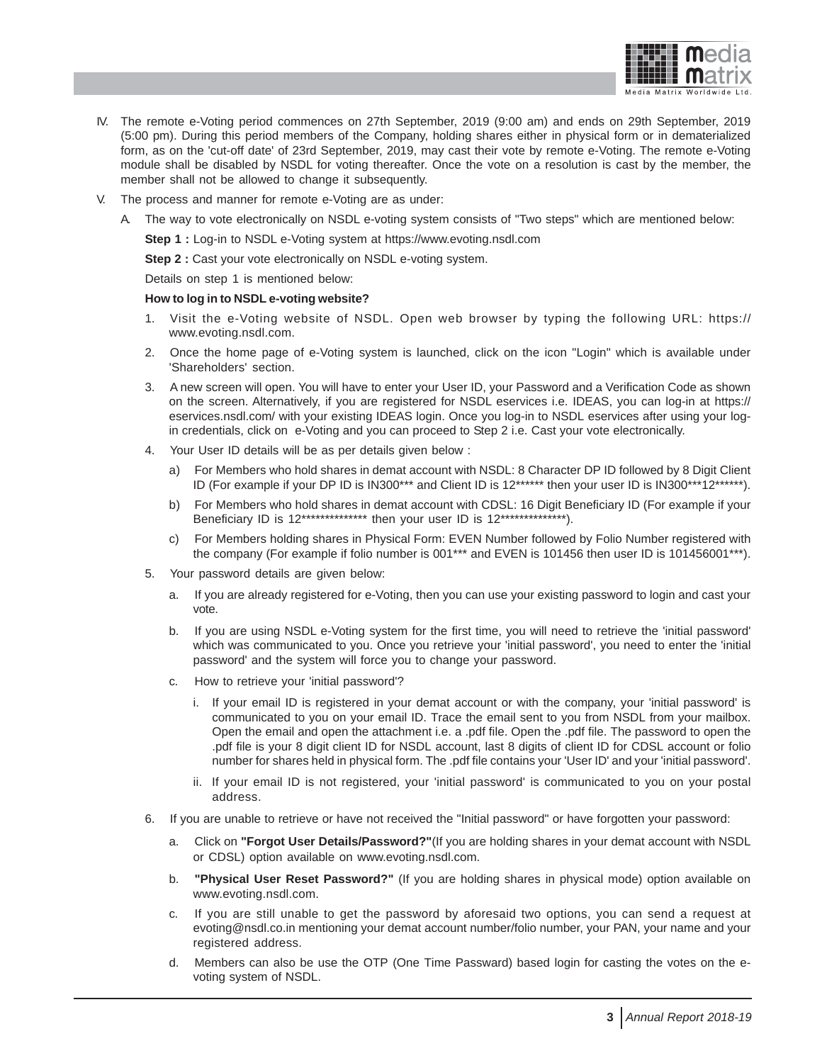IV. The remote e-Voting period commences on 27th September, 2019 (9:00 am) and ends on 29th September, 2019 (5:00 pm). During this period members of the Company, holding shares either in physical form or in dematerialized form, as on the 'cut-off date' of 23rd September, 2019, may cast their vote by remote e-Voting. The remote e-Voting module shall be disabled by NSDL for voting thereafter. Once the vote on a resolution is cast by the member, the member shall not be allowed to change it subsequently.

V. The process and manner for remote e-Voting are as under:

A. The way to vote electronically on NSDL e-voting system consists of "Two steps" which are mentioned below:

**Step 1 :** Log-in to NSDL e-Voting system at https://www.evoting.nsdl.com

**Step 2 :** Cast your vote electronically on NSDL e-voting system.

Details on step 1 is mentioned below:

**How to log in to NSDL e-voting website?**

1. Visit the e-Voting website of NSDL. Open web browser by typing the following URL: https://www.evoting.nsdl.com.
2. Once the home page of e-Voting system is launched, click on the icon "Login" which is available under 'Shareholders' section.
3. A new screen will open. You will have to enter your User ID, your Password and a Verification Code as shown on the screen. Alternatively, if you are registered for NSDL eservices i.e. IDEAS, you can log-in at https://eservices.nsdl.com/ with your existing IDEAS login. Once you log-in to NSDL eservices after using your log-in credentials, click on e-Voting and you can proceed to Step 2 i.e. Cast your vote electronically.
4. Your User ID details will be as per details given below :
   a) For Members who hold shares in demat account with NSDL: 8 Character DP ID followed by 8 Digit Client ID (For example if your DP ID is IN300*** and Client ID is 12****** then your user ID is IN300***12******).
   b) For Members who hold shares in demat account with CDSL: 16 Digit Beneficiary ID (For example if your Beneficiary ID is 12************** then your user ID is 12**************).
   c) For Members holding shares in Physical Form: EVEN Number followed by Folio Number registered with the company (For example if folio number is 001*** and EVEN is 101456 then user ID is 101456001***).
5. Your password details are given below:
   a. If you are already registered for e-Voting, then you can use your existing password to login and cast your vote.
   b. If you are using NSDL e-Voting system for the first time, you will need to retrieve the 'initial password' which was communicated to you. Once you retrieve your 'initial password', you need to enter the 'initial password' and the system will force you to change your password.
   c. How to retrieve your 'initial password'?
      i. If your email ID is registered in your demat account or with the company, your 'initial password' is communicated to you on your email ID. Trace the email sent to you from NSDL from your mailbox. Open the email and open the attachment i.e. a .pdf file. Open the .pdf file. The password to open the .pdf file is your 8 digit client ID for NSDL account, last 8 digits of client ID for CDSL account or folio number for shares held in physical form. The .pdf file contains your 'User ID' and your 'initial password'.
      ii. If your email ID is not registered, your 'initial password' is communicated to you on your postal address.
6. If you are unable to retrieve or have not received the "Initial password" or have forgotten your password:
   a. Click on **"Forgot User Details/Password?"**(If you are holding shares in your demat account with NSDL or CDSL) option available on www.evoting.nsdl.com.
   b. **"Physical User Reset Password?"** (If you are holding shares in physical mode) option available on www.evoting.nsdl.com.
   c. If you are still unable to get the password by aforesaid two options, you can send a request at evoting@nsdl.co.in mentioning your demat account number/folio number, your PAN, your name and your registered address.
   d. Members can also be use the OTP (One Time Passward) based login for casting the votes on the e-voting system of NSDL.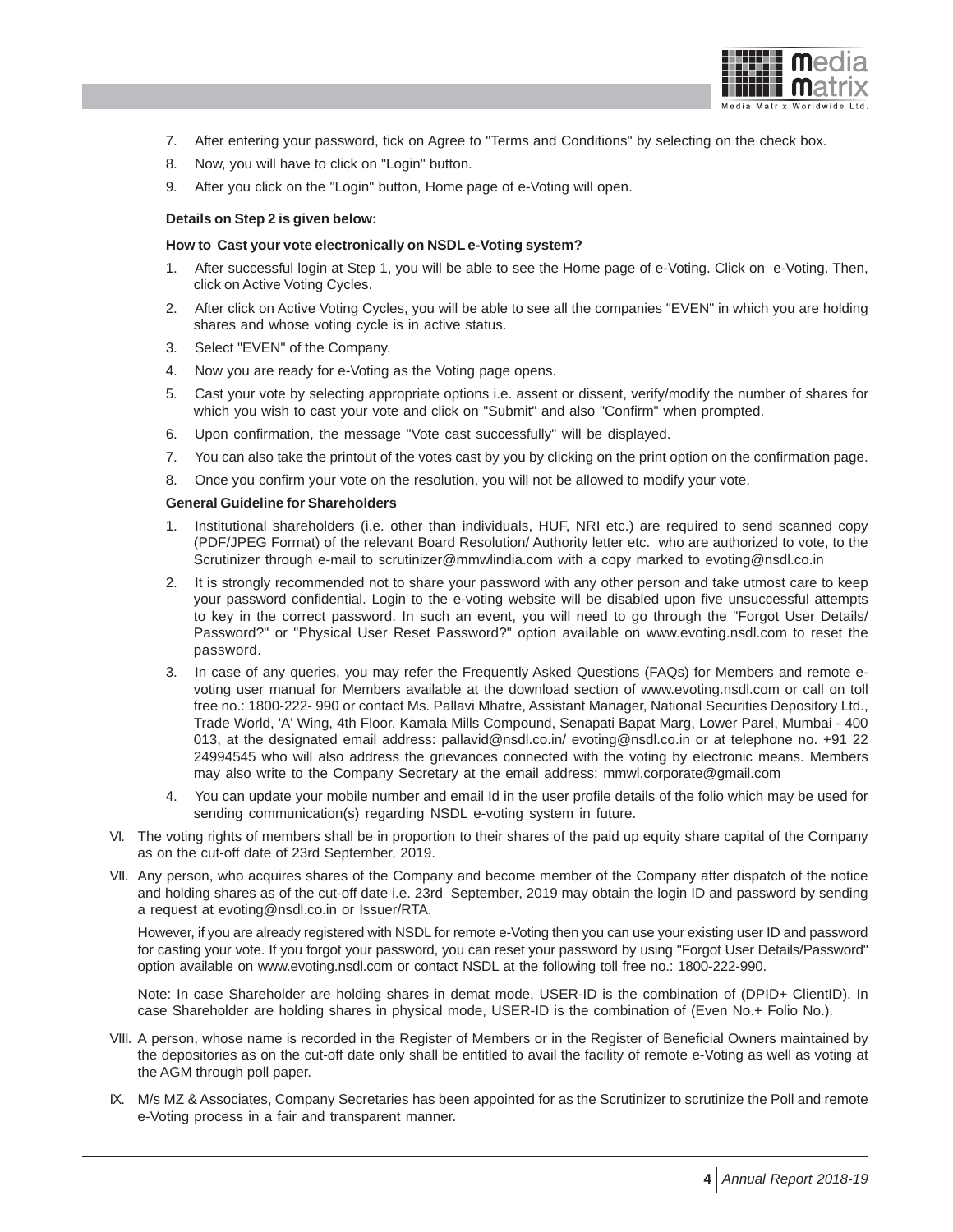7. After entering your password, tick on Agree to "Terms and Conditions" by selecting on the check box.
8. Now, you will have to click on "Login" button.
9. After you click on the "Login" button, Home page of e-Voting will open.

**Details on Step 2 is given below:**

**How to Cast your vote electronically on NSDL e-Voting system?**

1. After successful login at Step 1, you will be able to see the Home page of e-Voting. Click on e-Voting. Then, click on Active Voting Cycles.
2. After click on Active Voting Cycles, you will be able to see all the companies "EVEN" in which you are holding shares and whose voting cycle is in active status.
3. Select "EVEN" of the Company.
4. Now you are ready for e-Voting as the Voting page opens.
5. Cast your vote by selecting appropriate options i.e. assent or dissent, verify/modify the number of shares for which you wish to cast your vote and click on "Submit" and also "Confirm" when prompted.
6. Upon confirmation, the message "Vote cast successfully" will be displayed.
7. You can also take the printout of the votes cast by you by clicking on the print option on the confirmation page.
8. Once you confirm your vote on the resolution, you will not be allowed to modify your vote.

**General Guideline for Shareholders**

1. Institutional shareholders (i.e. other than individuals, HUF, NRI etc.) are required to send scanned copy (PDF/JPEG Format) of the relevant Board Resolution/ Authority letter etc. who are authorized to vote, to the Scrutinizer through e-mail to scrutinizer@mmwlindia.com with a copy marked to evoting@nsdl.co.in
2. It is strongly recommended not to share your password with any other person and take utmost care to keep your password confidential. Login to the e-voting website will be disabled upon five unsuccessful attempts to key in the correct password. In such an event, you will need to go through the "Forgot User Details/ Password?" or "Physical User Reset Password?" option available on www.evoting.nsdl.com to reset the password.
3. In case of any queries, you may refer the Frequently Asked Questions (FAQs) for Members and remote e-voting user manual for Members available at the download section of www.evoting.nsdl.com or call on toll free no.: 1800-222- 990 or contact Ms. Pallavi Mhatre, Assistant Manager, National Securities Depository Ltd., Trade World, 'A' Wing, 4th Floor, Kamala Mills Compound, Senapati Bapat Marg, Lower Parel, Mumbai - 400 013, at the designated email address: pallavid@nsdl.co.in/ evoting@nsdl.co.in or at telephone no. +91 22 24994545 who will also address the grievances connected with the voting by electronic means. Members may also write to the Company Secretary at the email address: mmwl.corporate@gmail.com
4. You can update your mobile number and email Id in the user profile details of the folio which may be used for sending communication(s) regarding NSDL e-voting system in future.

VI. The voting rights of members shall be in proportion to their shares of the paid up equity share capital of the Company as on the cut-off date of 23rd September, 2019.

VII. Any person, who acquires shares of the Company and become member of the Company after dispatch of the notice and holding shares as of the cut-off date i.e. 23rd September, 2019 may obtain the login ID and password by sending a request at evoting@nsdl.co.in or Issuer/RTA.

However, if you are already registered with NSDL for remote e-Voting then you can use your existing user ID and password for casting your vote. If you forgot your password, you can reset your password by using "Forgot User Details/Password" option available on www.evoting.nsdl.com or contact NSDL at the following toll free no.: 1800-222-990.

Note: In case Shareholder are holding shares in demat mode, USER-ID is the combination of (DPID+ ClientID). In case Shareholder are holding shares in physical mode, USER-ID is the combination of (Even No.+ Folio No.).

VIII. A person, whose name is recorded in the Register of Members or in the Register of Beneficial Owners maintained by the depositories as on the cut-off date only shall be entitled to avail the facility of remote e-Voting as well as voting at the AGM through poll paper.

IX. M/s MZ & Associates, Company Secretaries has been appointed for as the Scrutinizer to scrutinize the Poll and remote e-Voting process in a fair and transparent manner.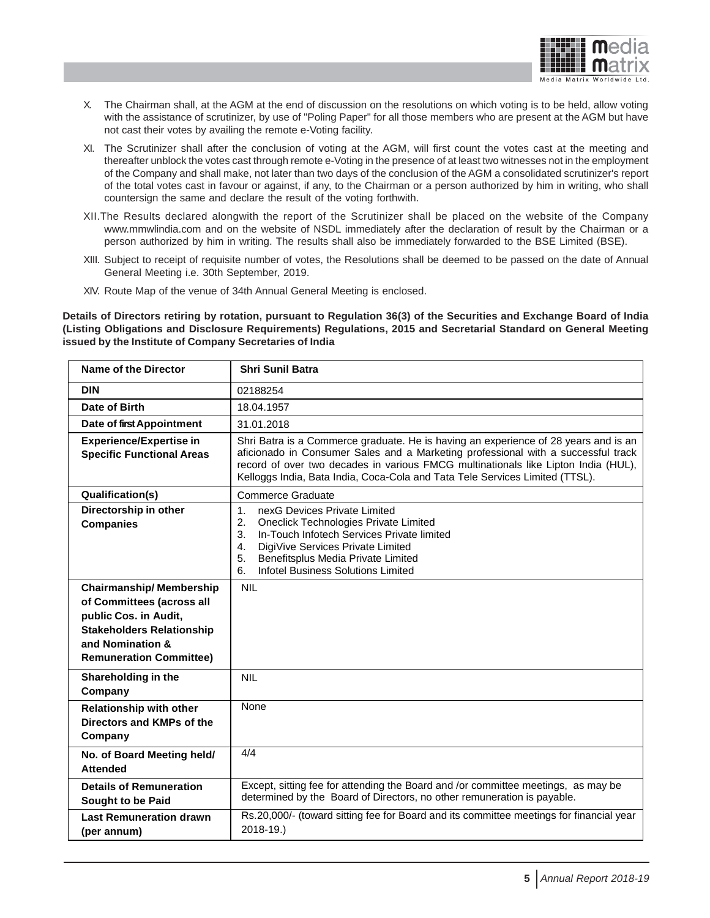X. The Chairman shall, at the AGM at the end of discussion on the resolutions on which voting is to be held, allow voting with the assistance of scrutinizer, by use of "Poling Paper" for all those members who are present at the AGM but have not cast their votes by availing the remote e-Voting facility.

XI. The Scrutinizer shall after the conclusion of voting at the AGM, will first count the votes cast at the meeting and thereafter unblock the votes cast through remote e-Voting in the presence of at least two witnesses not in the employment of the Company and shall make, not later than two days of the conclusion of the AGM a consolidated scrutinizer's report of the total votes cast in favour or against, if any, to the Chairman or a person authorized by him in writing, who shall countersign the same and declare the result of the voting forthwith.

XII. The Results declared alongwith the report of the Scrutinizer shall be placed on the website of the Company www.mmwlindia.com and on the website of NSDL immediately after the declaration of result by the Chairman or a person authorized by him in writing. The results shall also be immediately forwarded to the BSE Limited (BSE).

XIII. Subject to receipt of requisite number of votes, the Resolutions shall be deemed to be passed on the date of Annual General Meeting i.e. 30th September, 2019.

XIV. Route Map of the venue of 34th Annual General Meeting is enclosed.

**Details of Directors retiring by rotation, pursuant to Regulation 36(3) of the Securities and Exchange Board of India (Listing Obligations and Disclosure Requirements) Regulations, 2015 and Secretarial Standard on General Meeting issued by the Institute of Company Secretaries of India**

| **Name of the Director** | **Shri Sunil Batra** |
|---|---|
| **DIN** | 02188254 |
| **Date of Birth** | 18.04.1957 |
| **Date of first Appointment** | 31.01.2018 |
| **Experience/Expertise in Specific Functional Areas** | Shri Batra is a Commerce graduate. He is having an experience of 28 years and is an aficionado in Consumer Sales and a Marketing professional with a successful track record of over two decades in various FMCG multinationals like Lipton India (HUL), Kelloggs India, Bata India, Coca-Cola and Tata Tele Services Limited (TTSL). |
| **Qualification(s)** | Commerce Graduate |
| **Directorship in other Companies** | 1. nexG Devices Private Limited<br>2. Oneclick Technologies Private Limited<br>3. In-Touch Infotech Services Private limited<br>4. DigiVive Services Private Limited<br>5. Benefitsplus Media Private Limited<br>6. Infotel Business Solutions Limited |
| **Chairmanship/ Membership of Committees (across all public Cos. in Audit, Stakeholders Relationship and Nomination & Remuneration Committee)** | NIL |
| **Shareholding in the Company** | NIL |
| **Relationship with other Directors and KMPs of the Company** | None |
| **No. of Board Meeting held/ Attended** | 4/4 |
| **Details of Remuneration Sought to be Paid** | Except, sitting fee for attending the Board and /or committee meetings, as may be determined by the Board of Directors, no other remuneration is payable. |
| **Last Remuneration drawn (per annum)** | Rs.20,000/- (toward sitting fee for Board and its committee meetings for financial year 2018-19.) |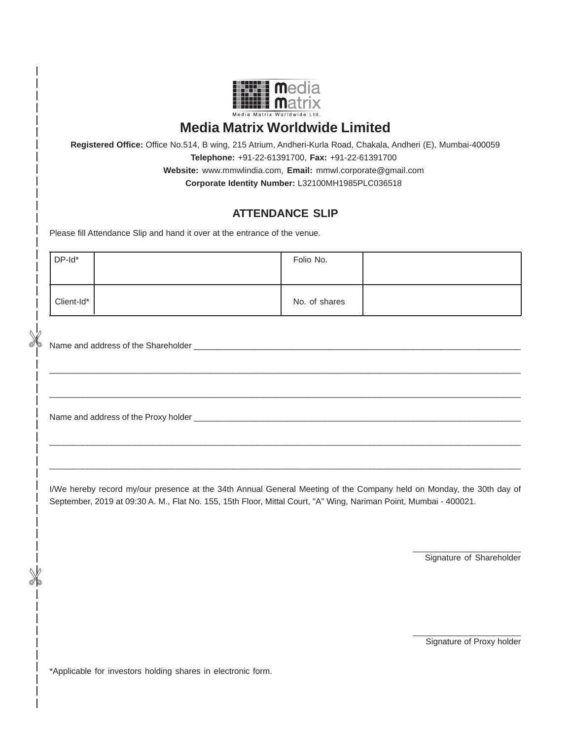# Media Matrix Worldwide Limited

**Registered Office:** Office No.514, B wing, 215 Atrium, Andheri-Kurla Road, Chakala, Andheri (E), Mumbai-400059

**Telephone:** +91-22-61391700, **Fax:** +91-22-61391700

**Website:** www.mmwlindia.com, **Email:** mmwl.corporate@gmail.com

**Corporate Identity Number:** L32100MH1985PLC036518

## ATTENDANCE SLIP

Please fill Attendance Slip and hand it over at the entrance of the venue.

| | | | |
|---|---|---|---|
| DP-Id* | | Folio No. | |
| Client-Id* | | No. of shares | |

Name and address of the Shareholder ___________________________________________________________________________

______________________________________________________________________________________________________

______________________________________________________________________________________________________

Name and address of the Proxy holder __________________________________________________________________________

______________________________________________________________________________________________________

______________________________________________________________________________________________________

I/We hereby record my/our presence at the 34th Annual General Meeting of the Company held on Monday, the 30th day of September, 2019 at 09:30 A. M., Flat No. 155, 15th Floor, Mittal Court, "A" Wing, Nariman Point, Mumbai - 400021.

_______________________
Signature of Shareholder

_______________________
Signature of Proxy holder

*Applicable for investors holding shares in electronic form.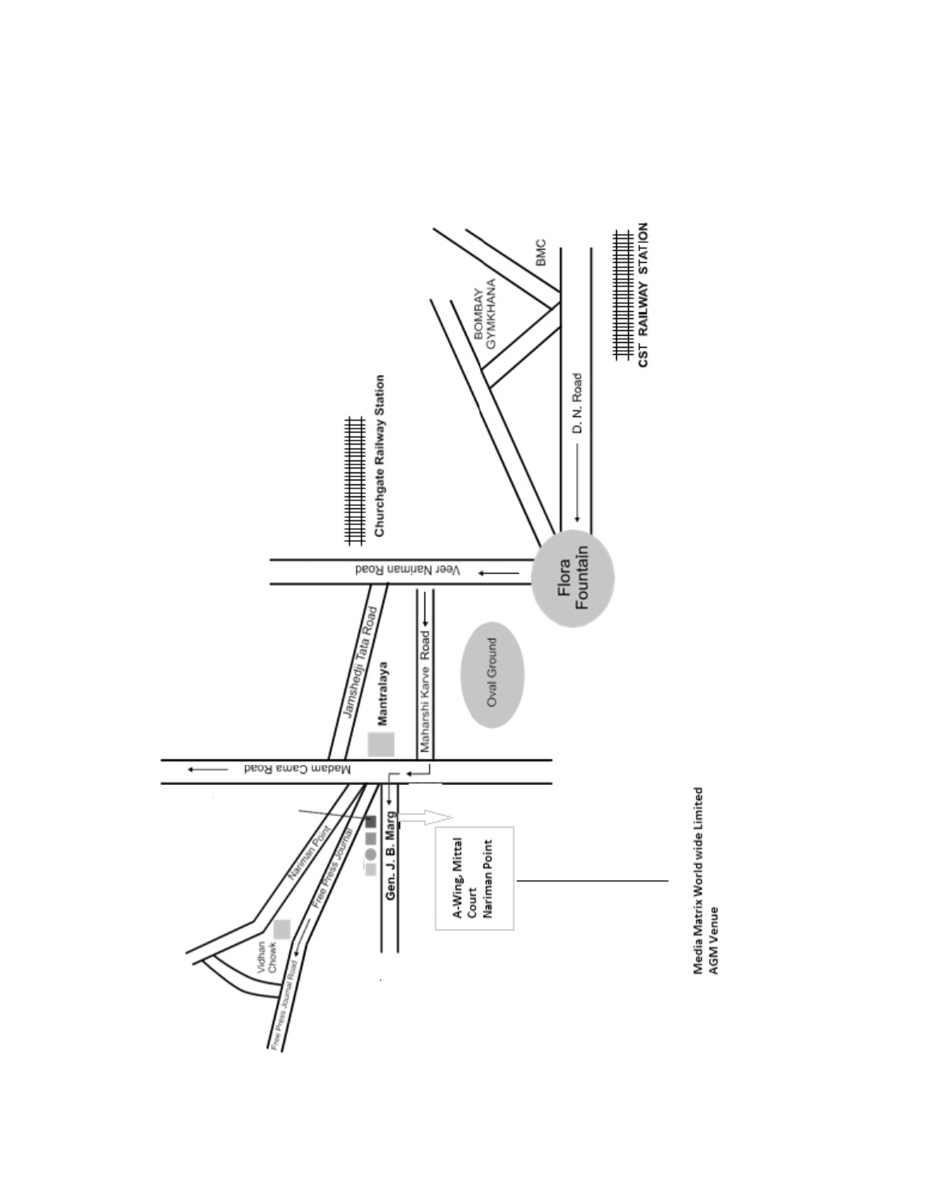Churchgate Railway Station

CST RAILWAY STATION

BMC

BOMBAY GYMKHANA

D. N. Road

Flora Fountain

Veer Nariman Road

Jamshedji Tata Road

Mantralaya

Maharshi Karve Road

Oval Ground

Madam Cama Road

Nariman Point

Free Press Journal

Gen. J. B. Marg

Vidhan Chowk

Free Press Journal Road

A-Wing, Mittal Court Nariman Point

Media Matrix World wide Limited AGM Venue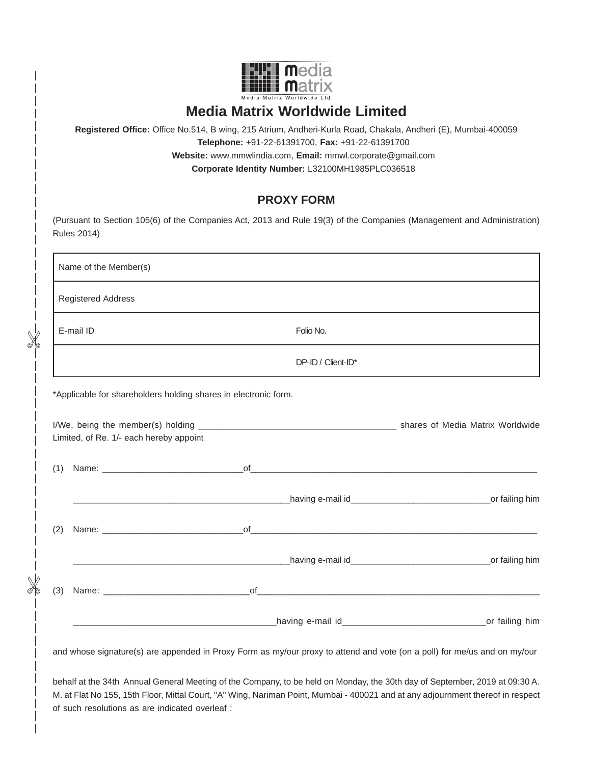Media Matrix Worldwide Ltd.

# Media Matrix Worldwide Limited

**Registered Office:** Office No.514, B wing, 215 Atrium, Andheri-Kurla Road, Chakala, Andheri (E), Mumbai-400059

**Telephone:** +91-22-61391700, **Fax:** +91-22-61391700

**Website:** www.mmwlindia.com, **Email:** mmwl.corporate@gmail.com

**Corporate Identity Number:** L32100MH1985PLC036518

## PROXY FORM

(Pursuant to Section 105(6) of the Companies Act, 2013 and Rule 19(3) of the Companies (Management and Administration) Rules 2014)

| | |
|---|---|
| Name of the Member(s) | |
| Registered Address | |
| E-mail ID | Folio No. |
| | DP-ID / Client-ID* |

*Applicable for shareholders holding shares in electronic form.

I/We, being the member(s) holding ________________________________________ shares of Media Matrix Worldwide Limited, of Re. 1/- each hereby appoint

(1) Name: _____________________________of______________________________________________________________

_____________________________________________having e-mail id_____________________________or failing him

(2) Name: _____________________________of______________________________________________________________

_____________________________________________having e-mail id_____________________________or failing him

(3) Name: _____________________________of______________________________________________________________

__________________________________________having e-mail id______________________________or failing him

and whose signature(s) are appended in Proxy Form as my/our proxy to attend and vote (on a poll) for me/us and on my/our

behalf at the 34th Annual General Meeting of the Company, to be held on Monday, the 30th day of September, 2019 at 09:30 A. M. at Flat No 155, 15th Floor, Mittal Court, "A" Wing, Nariman Point, Mumbai - 400021 and at any adjournment thereof in respect of such resolutions as are indicated overleaf :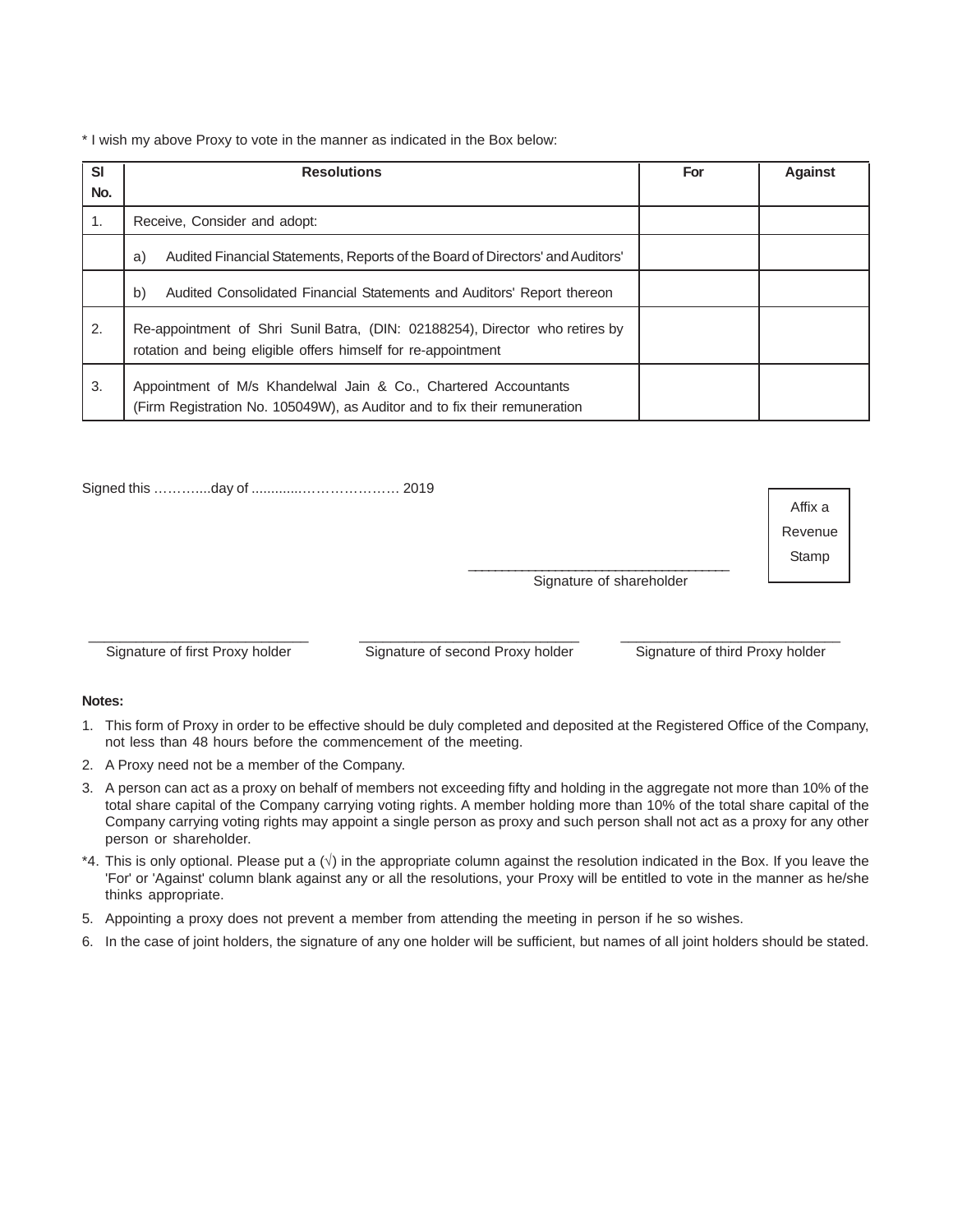* I wish my above Proxy to vote in the manner as indicated in the Box below:

| Sl No. | Resolutions | For | Against |
|---|---|---|---|
| 1. | Receive, Consider and adopt: | | |
| | a) Audited Financial Statements, Reports of the Board of Directors' and Auditors' | | |
| | b) Audited Consolidated Financial Statements and Auditors' Report thereon | | |
| 2. | Re-appointment of Shri Sunil Batra, (DIN: 02188254), Director who retires by rotation and being eligible offers himself for re-appointment | | |
| 3. | Appointment of M/s Khandelwal Jain & Co., Chartered Accountants (Firm Registration No. 105049W), as Auditor and to fix their remuneration | | |

Signed this ………....day of ............………………… 2019

Affix a Revenue Stamp

_______________________________________
Signature of shareholder

Signature of first Proxy holder

Signature of second Proxy holder

Signature of third Proxy holder

**Notes:**

1. This form of Proxy in order to be effective should be duly completed and deposited at the Registered Office of the Company, not less than 48 hours before the commencement of the meeting.
2. A Proxy need not be a member of the Company.
3. A person can act as a proxy on behalf of members not exceeding fifty and holding in the aggregate not more than 10% of the total share capital of the Company carrying voting rights. A member holding more than 10% of the total share capital of the Company carrying voting rights may appoint a single person as proxy and such person shall not act as a proxy for any other person or shareholder.

*4. This is only optional. Please put a (√) in the appropriate column against the resolution indicated in the Box. If you leave the 'For' or 'Against' column blank against any or all the resolutions, your Proxy will be entitled to vote in the manner as he/she thinks appropriate.

5. Appointing a proxy does not prevent a member from attending the meeting in person if he so wishes.
6. In the case of joint holders, the signature of any one holder will be sufficient, but names of all joint holders should be stated.